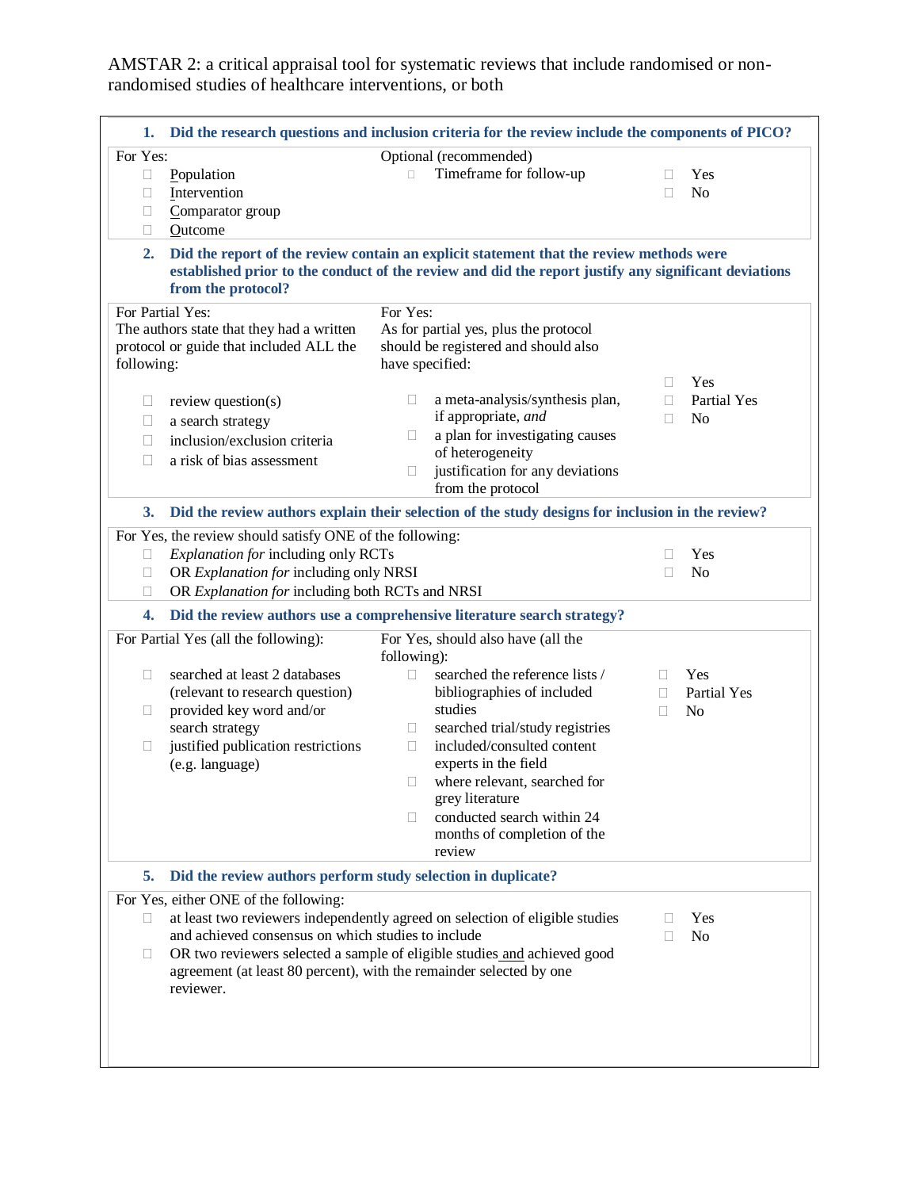AMSTAR 2: a critical appraisal tool for systematic reviews that include randomised or non-randomised studies of healthcare interventions, or both

**1. Did the research questions and inclusion criteria for the review include the components of PICO?**

| For Yes: | Optional (recommended) | |
|---|---|---|
| ☐ Population<br>☐ Intervention<br>☐ Comparator group<br>☐ Outcome | ☐ Timeframe for follow-up | ☐ Yes<br>☐ No |

**2. Did the report of the review contain an explicit statement that the review methods were established prior to the conduct of the review and did the report justify any significant deviations from the protocol?**

| For Partial Yes: | For Yes: | |
|---|---|---|
| The authors state that they had a written protocol or guide that included ALL the following:<br><br>☐ review question(s)<br>☐ a search strategy<br>☐ inclusion/exclusion criteria<br>☐ a risk of bias assessment | As for partial yes, plus the protocol should be registered and should also have specified:<br><br>☐ a meta-analysis/synthesis plan, if appropriate, *and*<br>☐ a plan for investigating causes of heterogeneity<br>☐ justification for any deviations from the protocol | ☐ Yes<br>☐ Partial Yes<br>☐ No |

**3. Did the review authors explain their selection of the study designs for inclusion in the review?**

| For Yes, the review should satisfy ONE of the following: | |
|---|---|
| ☐ *Explanation for* including only RCTs<br>☐ OR *Explanation for* including only NRSI<br>☐ OR *Explanation for* including both RCTs and NRSI | ☐ Yes<br>☐ No |

**4. Did the review authors use a comprehensive literature search strategy?**

| For Partial Yes (all the following): | For Yes, should also have (all the following): | |
|---|---|---|
| ☐ searched at least 2 databases (relevant to research question)<br>☐ provided key word and/or search strategy<br>☐ justified publication restrictions (e.g. language) | ☐ searched the reference lists / bibliographies of included studies<br>☐ searched trial/study registries<br>☐ included/consulted content experts in the field<br>☐ where relevant, searched for grey literature<br>☐ conducted search within 24 months of completion of the review | ☐ Yes<br>☐ Partial Yes<br>☐ No |

**5. Did the review authors perform study selection in duplicate?**

| For Yes, either ONE of the following: | |
|---|---|
| ☐ at least two reviewers independently agreed on selection of eligible studies and achieved consensus on which studies to include<br>☐ OR two reviewers selected a sample of eligible studies and achieved good agreement (at least 80 percent), with the remainder selected by one reviewer. | ☐ Yes<br>☐ No |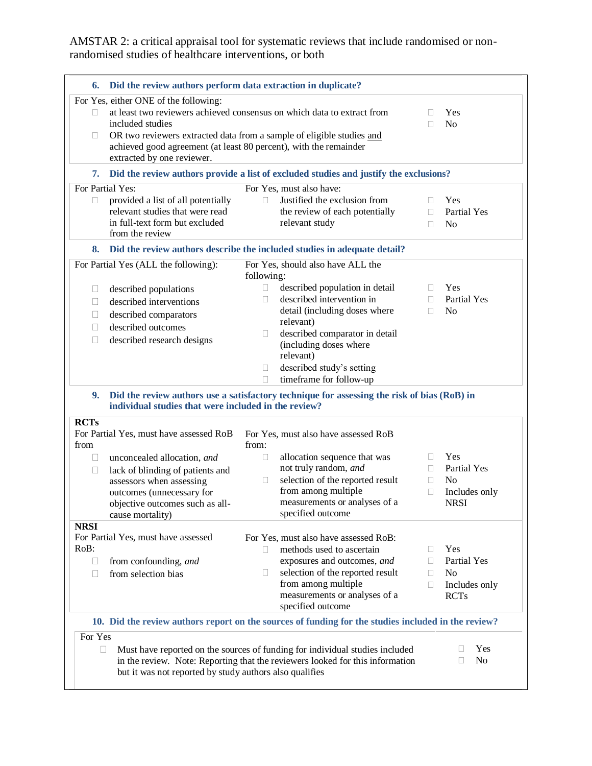AMSTAR 2: a critical appraisal tool for systematic reviews that include randomised or non-randomised studies of healthcare interventions, or both

**6. Did the review authors perform data extraction in duplicate?**

| For Yes, either ONE of the following: | |
|---|---|
| ☐ at least two reviewers achieved consensus on which data to extract from included studies<br>☐ OR two reviewers extracted data from a sample of eligible studies and achieved good agreement (at least 80 percent), with the remainder extracted by one reviewer. | ☐ Yes<br>☐ No |

**7. Did the review authors provide a list of excluded studies and justify the exclusions?**

| For Partial Yes: | For Yes, must also have: | |
|---|---|---|
| ☐ provided a list of all potentially relevant studies that were read in full-text form but excluded from the review | ☐ Justified the exclusion from the review of each potentially relevant study | ☐ Yes<br>☐ Partial Yes<br>☐ No |

**8. Did the review authors describe the included studies in adequate detail?**

| For Partial Yes (ALL the following): | For Yes, should also have ALL the following: | |
|---|---|---|
| ☐ described populations<br>☐ described interventions<br>☐ described comparators<br>☐ described outcomes<br>☐ described research designs | ☐ described population in detail<br>☐ described intervention in detail (including doses where relevant)<br>☐ described comparator in detail (including doses where relevant)<br>☐ described study's setting<br>☐ timeframe for follow-up | ☐ Yes<br>☐ Partial Yes<br>☐ No |

**9. Did the review authors use a satisfactory technique for assessing the risk of bias (RoB) in individual studies that were included in the review?**

| **RCTs**<br>For Partial Yes, must have assessed RoB from | For Yes, must also have assessed RoB from: | |
|---|---|---|
| ☐ unconcealed allocation, *and*<br>☐ lack of blinding of patients and assessors when assessing outcomes (unnecessary for objective outcomes such as all-cause mortality) | ☐ allocation sequence that was not truly random, *and*<br>☐ selection of the reported result from among multiple measurements or analyses of a specified outcome | ☐ Yes<br>☐ Partial Yes<br>☐ No<br>☐ Includes only NRSI |
| **NRSI**<br>For Partial Yes, must have assessed RoB: | For Yes, must also have assessed RoB: | |
| ☐ from confounding, *and*<br>☐ from selection bias | ☐ methods used to ascertain exposures and outcomes, *and*<br>☐ selection of the reported result from among multiple measurements or analyses of a specified outcome | ☐ Yes<br>☐ Partial Yes<br>☐ No<br>☐ Includes only RCTs |

**10. Did the review authors report on the sources of funding for the studies included in the review?**

| For Yes | |
|---|---|
| ☐ Must have reported on the sources of funding for individual studies included in the review. Note: Reporting that the reviewers looked for this information but it was not reported by study authors also qualifies | ☐ Yes<br>☐ No |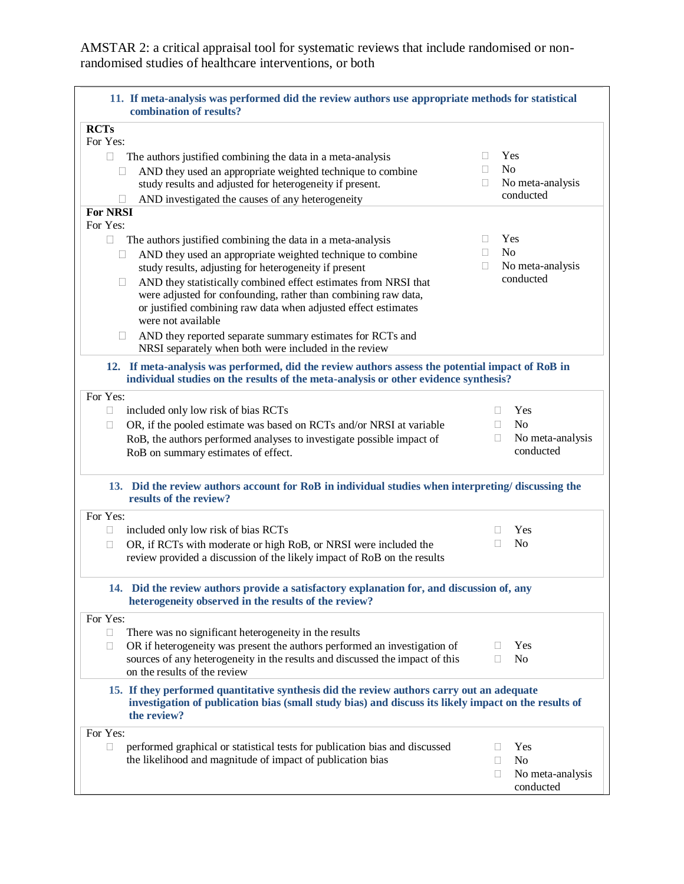AMSTAR 2: a critical appraisal tool for systematic reviews that include randomised or non-randomised studies of healthcare interventions, or both

### 11. If meta-analysis was performed did the review authors use appropriate methods for statistical combination of results?

**RCTs**

For Yes:

- ☐ The authors justified combining the data in a meta-analysis
  - ☐ AND they used an appropriate weighted technique to combine study results and adjusted for heterogeneity if present.
  - ☐ AND investigated the causes of any heterogeneity

☐ Yes
☐ No
☐ No meta-analysis conducted

**For NRSI**

For Yes:

- ☐ The authors justified combining the data in a meta-analysis
  - ☐ AND they used an appropriate weighted technique to combine study results, adjusting for heterogeneity if present
  - ☐ AND they statistically combined effect estimates from NRSI that were adjusted for confounding, rather than combining raw data, or justified combining raw data when adjusted effect estimates were not available
  - ☐ AND they reported separate summary estimates for RCTs and NRSI separately when both were included in the review

☐ Yes
☐ No
☐ No meta-analysis conducted

### 12. If meta-analysis was performed, did the review authors assess the potential impact of RoB in individual studies on the results of the meta-analysis or other evidence synthesis?

For Yes:

- ☐ included only low risk of bias RCTs
- ☐ OR, if the pooled estimate was based on RCTs and/or NRSI at variable RoB, the authors performed analyses to investigate possible impact of RoB on summary estimates of effect.

☐ Yes
☐ No
☐ No meta-analysis conducted

### 13. Did the review authors account for RoB in individual studies when interpreting/ discussing the results of the review?

For Yes:

- ☐ included only low risk of bias RCTs
- ☐ OR, if RCTs with moderate or high RoB, or NRSI were included the review provided a discussion of the likely impact of RoB on the results

☐ Yes
☐ No

### 14. Did the review authors provide a satisfactory explanation for, and discussion of, any heterogeneity observed in the results of the review?

For Yes:

- ☐ There was no significant heterogeneity in the results
- ☐ OR if heterogeneity was present the authors performed an investigation of sources of any heterogeneity in the results and discussed the impact of this on the results of the review

☐ Yes
☐ No

### 15. If they performed quantitative synthesis did the review authors carry out an adequate investigation of publication bias (small study bias) and discuss its likely impact on the results of the review?

For Yes:

- ☐ performed graphical or statistical tests for publication bias and discussed the likelihood and magnitude of impact of publication bias

☐ Yes
☐ No
☐ No meta-analysis conducted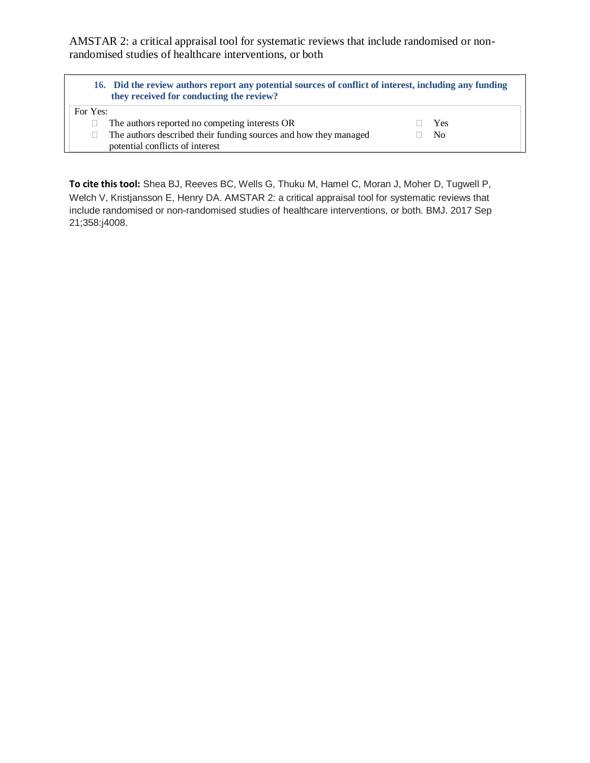AMSTAR 2: a critical appraisal tool for systematic reviews that include randomised or non-randomised studies of healthcare interventions, or both

**16. Did the review authors report any potential sources of conflict of interest, including any funding they received for conducting the review?**

| For Yes: | |
| --- | --- |
| ☐ The authors reported no competing interests OR | ☐ Yes |
| ☐ The authors described their funding sources and how they managed potential conflicts of interest | ☐ No |

**To cite this tool:** Shea BJ, Reeves BC, Wells G, Thuku M, Hamel C, Moran J, Moher D, Tugwell P, Welch V, Kristjansson E, Henry DA. AMSTAR 2: a critical appraisal tool for systematic reviews that include randomised or non-randomised studies of healthcare interventions, or both. BMJ. 2017 Sep 21;358:j4008.